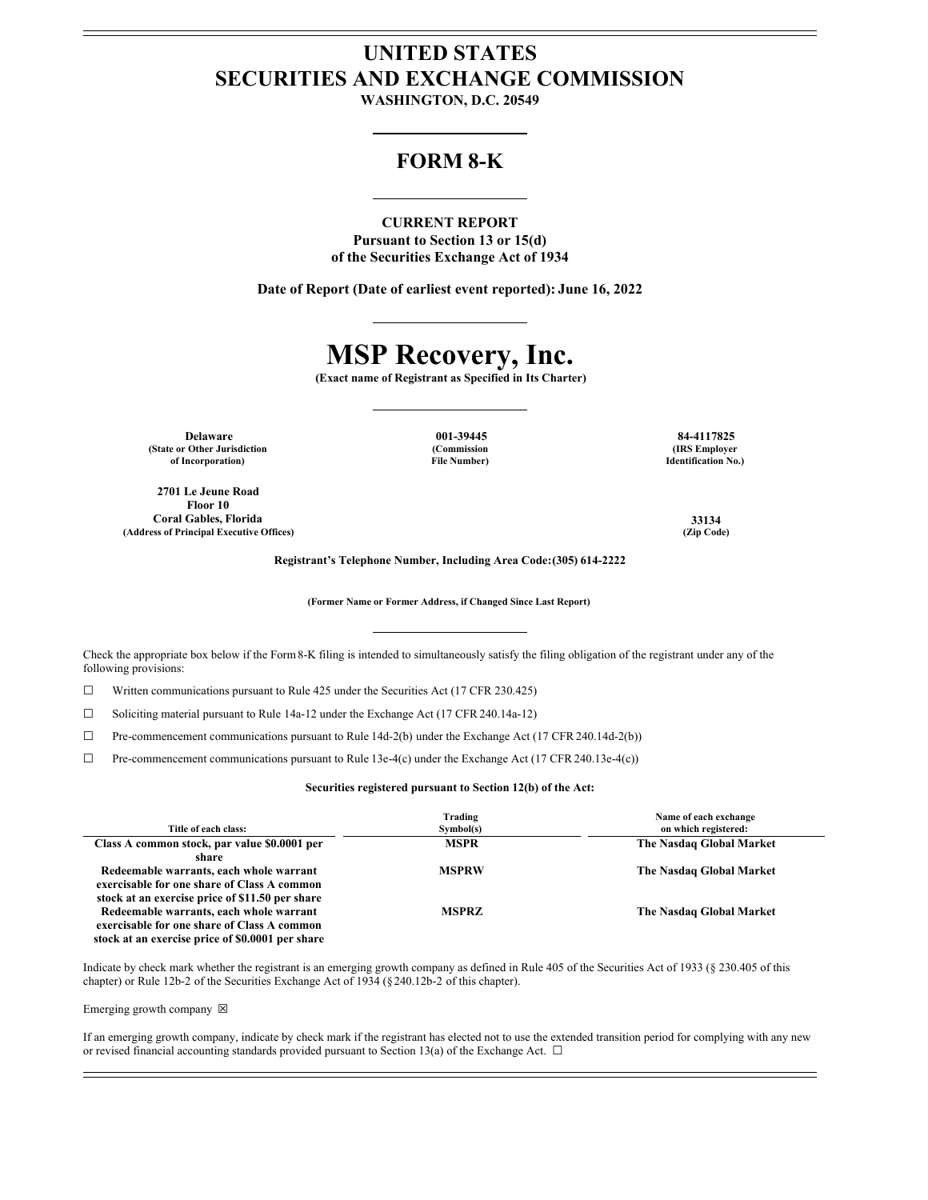# UNITED STATES
# SECURITIES AND EXCHANGE COMMISSION

**WASHINGTON, D.C. 20549**

## FORM 8-K

**CURRENT REPORT**
**Pursuant to Section 13 or 15(d)**
**of the Securities Exchange Act of 1934**

**Date of Report (Date of earliest event reported): June 16, 2022**

# MSP Recovery, Inc.

**(Exact name of Registrant as Specified in Its Charter)**

| Delaware | 001-39445 | 84-4117825 |
|---|---|---|
| (State or Other Jurisdiction of Incorporation) | (Commission File Number) | (IRS Employer Identification No.) |

| 2701 Le Jeune Road Floor 10 Coral Gables, Florida | 33134 |
|---|---|
| (Address of Principal Executive Offices) | (Zip Code) |

**Registrant's Telephone Number, Including Area Code: (305) 614-2222**

**(Former Name or Former Address, if Changed Since Last Report)**

Check the appropriate box below if the Form 8-K filing is intended to simultaneously satisfy the filing obligation of the registrant under any of the following provisions:

☐ Written communications pursuant to Rule 425 under the Securities Act (17 CFR 230.425)

☐ Soliciting material pursuant to Rule 14a-12 under the Exchange Act (17 CFR 240.14a-12)

☐ Pre-commencement communications pursuant to Rule 14d-2(b) under the Exchange Act (17 CFR 240.14d-2(b))

☐ Pre-commencement communications pursuant to Rule 13e-4(c) under the Exchange Act (17 CFR 240.13e-4(c))

**Securities registered pursuant to Section 12(b) of the Act:**

| Title of each class: | Trading Symbol(s) | Name of each exchange on which registered: |
|---|---|---|
| Class A common stock, par value $0.0001 per share | MSPR | The Nasdaq Global Market |
| Redeemable warrants, each whole warrant exercisable for one share of Class A common stock at an exercise price of $11.50 per share | MSPRW | The Nasdaq Global Market |
| Redeemable warrants, each whole warrant exercisable for one share of Class A common stock at an exercise price of $0.0001 per share | MSPRZ | The Nasdaq Global Market |

Indicate by check mark whether the registrant is an emerging growth company as defined in Rule 405 of the Securities Act of 1933 (§ 230.405 of this chapter) or Rule 12b-2 of the Securities Exchange Act of 1934 (§ 240.12b-2 of this chapter).

Emerging growth company ☒

If an emerging growth company, indicate by check mark if the registrant has elected not to use the extended transition period for complying with any new or revised financial accounting standards provided pursuant to Section 13(a) of the Exchange Act. ☐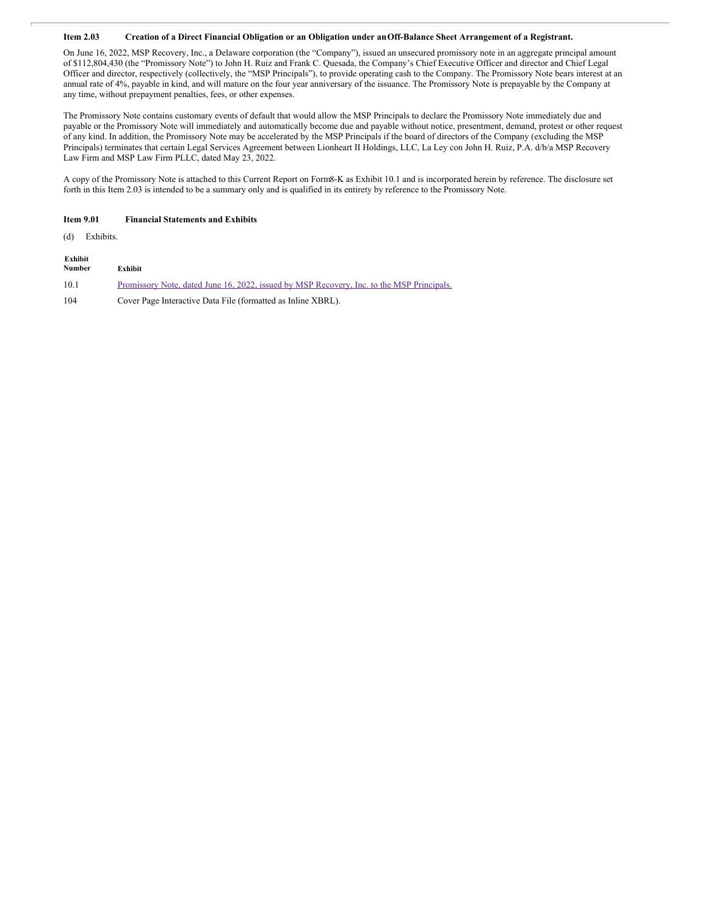**Item 2.03 Creation of a Direct Financial Obligation or an Obligation under an Off-Balance Sheet Arrangement of a Registrant.**

On June 16, 2022, MSP Recovery, Inc., a Delaware corporation (the "Company"), issued an unsecured promissory note in an aggregate principal amount of $112,804,430 (the "Promissory Note") to John H. Ruiz and Frank C. Quesada, the Company's Chief Executive Officer and director and Chief Legal Officer and director, respectively (collectively, the "MSP Principals"), to provide operating cash to the Company. The Promissory Note bears interest at an annual rate of 4%, payable in kind, and will mature on the four year anniversary of the issuance. The Promissory Note is prepayable by the Company at any time, without prepayment penalties, fees, or other expenses.

The Promissory Note contains customary events of default that would allow the MSP Principals to declare the Promissory Note immediately due and payable or the Promissory Note will immediately and automatically become due and payable without notice, presentment, demand, protest or other request of any kind. In addition, the Promissory Note may be accelerated by the MSP Principals if the board of directors of the Company (excluding the MSP Principals) terminates that certain Legal Services Agreement between Lionheart II Holdings, LLC, La Ley con John H. Ruiz, P.A. d/b/a MSP Recovery Law Firm and MSP Law Firm PLLC, dated May 23, 2022.

A copy of the Promissory Note is attached to this Current Report on Form 8-K as Exhibit 10.1 and is incorporated herein by reference. The disclosure set forth in this Item 2.03 is intended to be a summary only and is qualified in its entirety by reference to the Promissory Note.

**Item 9.01 Financial Statements and Exhibits**

(d) Exhibits.

| Exhibit Number | Exhibit |
|---|---|
| 10.1 | Promissory Note, dated June 16, 2022, issued by MSP Recovery, Inc. to the MSP Principals. |
| 104 | Cover Page Interactive Data File (formatted as Inline XBRL). |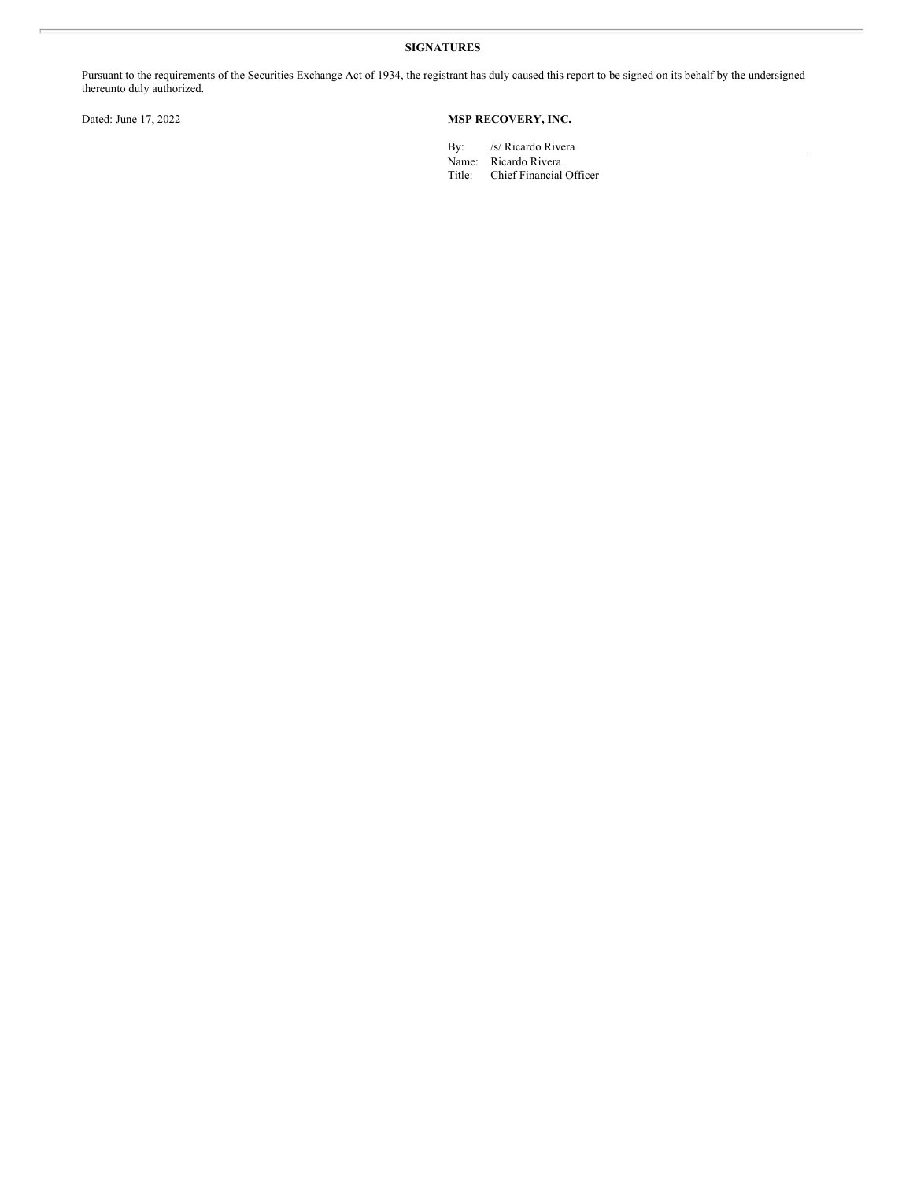## SIGNATURES

Pursuant to the requirements of the Securities Exchange Act of 1934, the registrant has duly caused this report to be signed on its behalf by the undersigned thereunto duly authorized.

Dated: June 17, 2022

**MSP RECOVERY, INC.**

By: /s/ Ricardo Rivera
Name: Ricardo Rivera
Title: Chief Financial Officer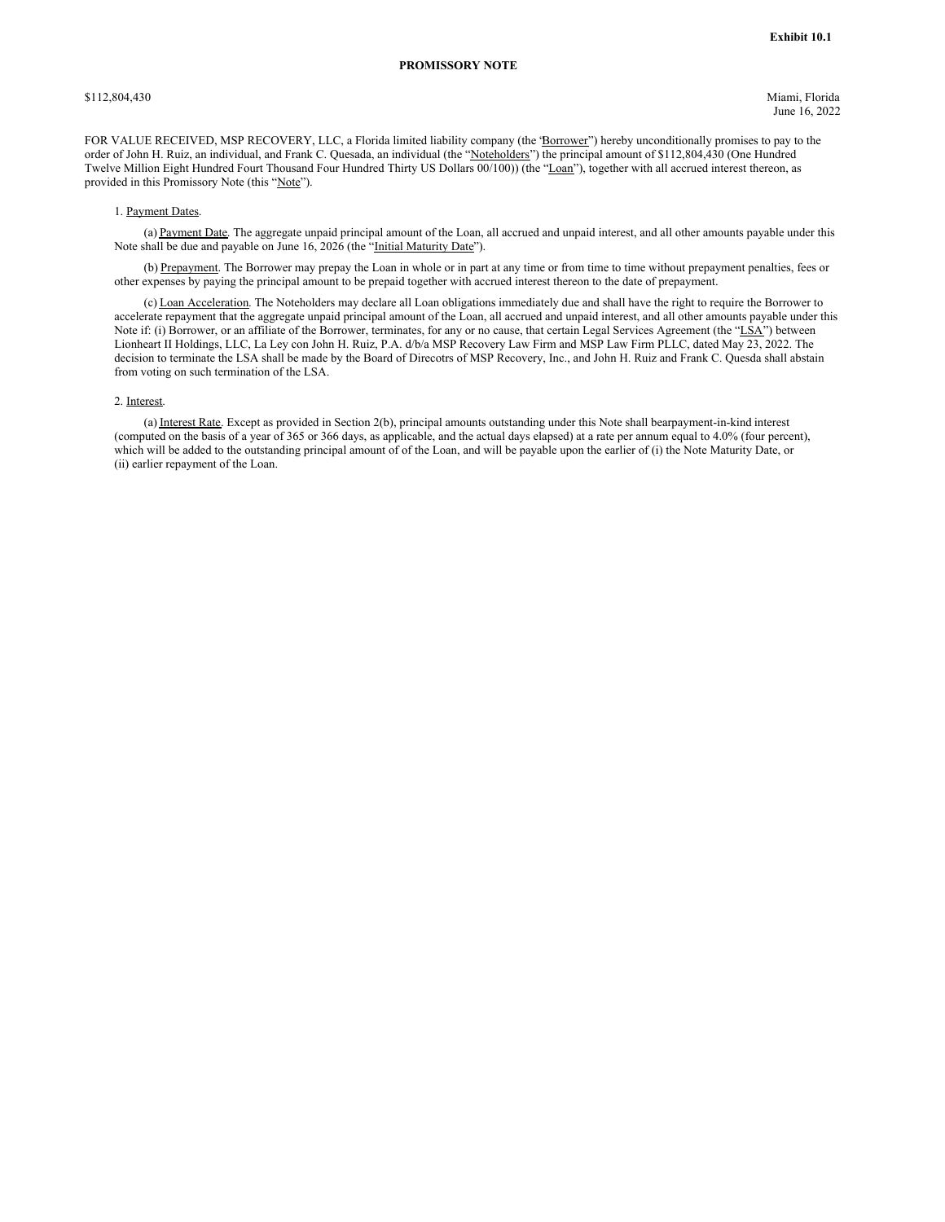**Exhibit 10.1**

**PROMISSORY NOTE**

$112,804,430

Miami, Florida
June 16, 2022

FOR VALUE RECEIVED, MSP RECOVERY, LLC, a Florida limited liability company (the ‘Borrower”) hereby unconditionally promises to pay to the order of John H. Ruiz, an individual, and Frank C. Quesada, an individual (the “Noteholders”) the principal amount of $112,804,430 (One Hundred Twelve Million Eight Hundred Fourt Thousand Four Hundred Thirty US Dollars 00/100)) (the “Loan”), together with all accrued interest thereon, as provided in this Promissory Note (this “Note”).

1. Payment Dates.

(a) Payment Date. The aggregate unpaid principal amount of the Loan, all accrued and unpaid interest, and all other amounts payable under this Note shall be due and payable on June 16, 2026 (the “Initial Maturity Date”).

(b) Prepayment. The Borrower may prepay the Loan in whole or in part at any time or from time to time without prepayment penalties, fees or other expenses by paying the principal amount to be prepaid together with accrued interest thereon to the date of prepayment.

(c) Loan Acceleration. The Noteholders may declare all Loan obligations immediately due and shall have the right to require the Borrower to accelerate repayment that the aggregate unpaid principal amount of the Loan, all accrued and unpaid interest, and all other amounts payable under this Note if: (i) Borrower, or an affiliate of the Borrower, terminates, for any or no cause, that certain Legal Services Agreement (the “LSA”) between Lionheart II Holdings, LLC, La Ley con John H. Ruiz, P.A. d/b/a MSP Recovery Law Firm and MSP Law Firm PLLC, dated May 23, 2022. The decision to terminate the LSA shall be made by the Board of Direcotrs of MSP Recovery, Inc., and John H. Ruiz and Frank C. Quesda shall abstain from voting on such termination of the LSA.

2. Interest.

(a) Interest Rate. Except as provided in Section 2(b), principal amounts outstanding under this Note shall bearpayment-in-kind interest (computed on the basis of a year of 365 or 366 days, as applicable, and the actual days elapsed) at a rate per annum equal to 4.0% (four percent), which will be added to the outstanding principal amount of of the Loan, and will be payable upon the earlier of (i) the Note Maturity Date, or (ii) earlier repayment of the Loan.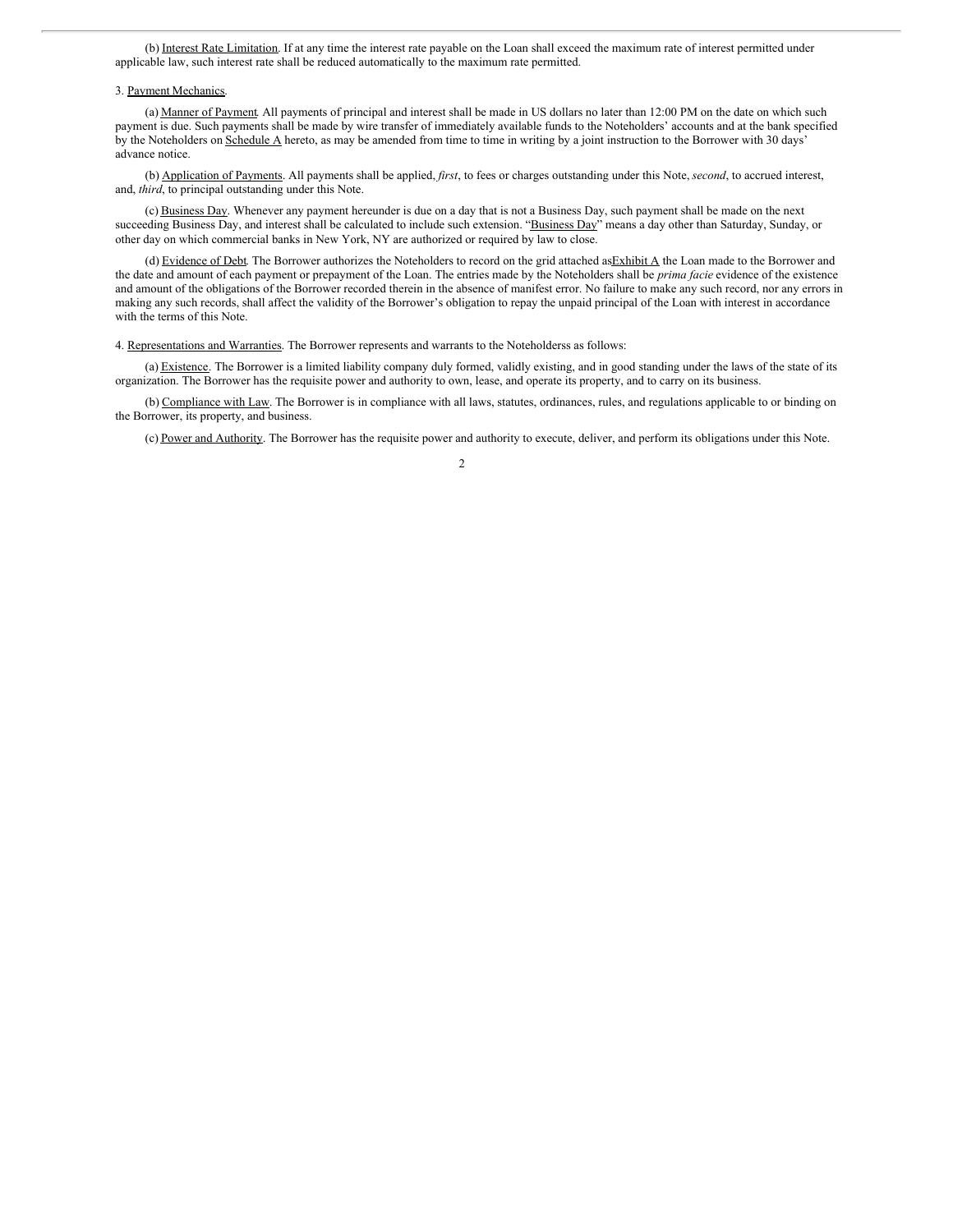(b) Interest Rate Limitation. If at any time the interest rate payable on the Loan shall exceed the maximum rate of interest permitted under applicable law, such interest rate shall be reduced automatically to the maximum rate permitted.

3. Payment Mechanics.

(a) Manner of Payment. All payments of principal and interest shall be made in US dollars no later than 12:00 PM on the date on which such payment is due. Such payments shall be made by wire transfer of immediately available funds to the Noteholders' accounts and at the bank specified by the Noteholders on Schedule A hereto, as may be amended from time to time in writing by a joint instruction to the Borrower with 30 days' advance notice.

(b) Application of Payments. All payments shall be applied, *first*, to fees or charges outstanding under this Note, *second*, to accrued interest, and, *third*, to principal outstanding under this Note.

(c) Business Day. Whenever any payment hereunder is due on a day that is not a Business Day, such payment shall be made on the next succeeding Business Day, and interest shall be calculated to include such extension. "Business Day" means a day other than Saturday, Sunday, or other day on which commercial banks in New York, NY are authorized or required by law to close.

(d) Evidence of Debt. The Borrower authorizes the Noteholders to record on the grid attached as Exhibit A the Loan made to the Borrower and the date and amount of each payment or prepayment of the Loan. The entries made by the Noteholders shall be *prima facie* evidence of the existence and amount of the obligations of the Borrower recorded therein in the absence of manifest error. No failure to make any such record, nor any errors in making any such records, shall affect the validity of the Borrower's obligation to repay the unpaid principal of the Loan with interest in accordance with the terms of this Note.

4. Representations and Warranties. The Borrower represents and warrants to the Noteholderss as follows:

(a) Existence. The Borrower is a limited liability company duly formed, validly existing, and in good standing under the laws of the state of its organization. The Borrower has the requisite power and authority to own, lease, and operate its property, and to carry on its business.

(b) Compliance with Law. The Borrower is in compliance with all laws, statutes, ordinances, rules, and regulations applicable to or binding on the Borrower, its property, and business.

(c) Power and Authority. The Borrower has the requisite power and authority to execute, deliver, and perform its obligations under this Note.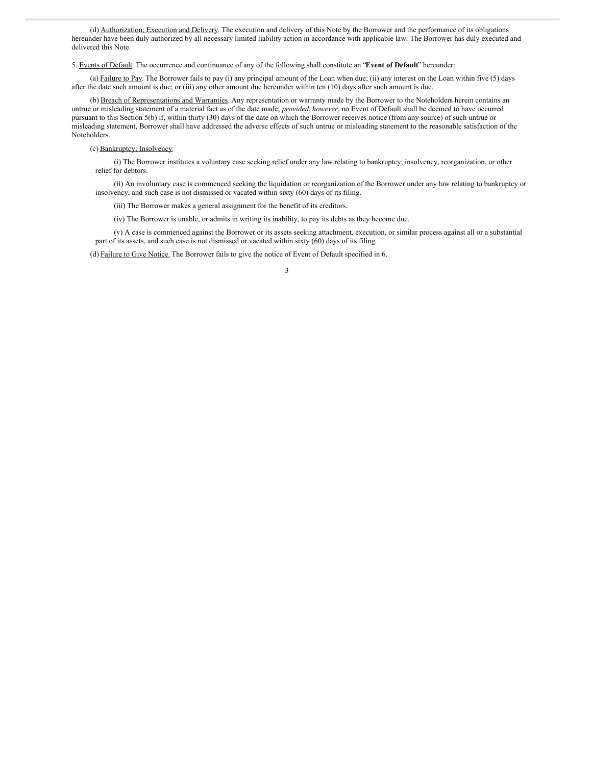(d) Authorization; Execution and Delivery. The execution and delivery of this Note by the Borrower and the performance of its obligations hereunder have been duly authorized by all necessary limited liability action in accordance with applicable law. The Borrower has duly executed and delivered this Note.

5. Events of Default. The occurrence and continuance of any of the following shall constitute an "**Event of Default**" hereunder:

(a) Failure to Pay. The Borrower fails to pay (i) any principal amount of the Loan when due; (ii) any interest on the Loan within five (5) days after the date such amount is due; or (iii) any other amount due hereunder within ten (10) days after such amount is due.

(b) Breach of Representations and Warranties. Any representation or warranty made by the Borrower to the Noteholders herein contains an untrue or misleading statement of a material fact as of the date made; *provided*, *however*, no Event of Default shall be deemed to have occurred pursuant to this Section 5(b) if, within thirty (30) days of the date on which the Borrower receives notice (from any source) of such untrue or misleading statement, Borrower shall have addressed the adverse effects of such untrue or misleading statement to the reasonable satisfaction of the Noteholders.

(c) Bankruptcy; Insolvency.

(i) The Borrower institutes a voluntary case seeking relief under any law relating to bankruptcy, insolvency, reorganization, or other relief for debtors.

(ii) An involuntary case is commenced seeking the liquidation or reorganization of the Borrower under any law relating to bankruptcy or insolvency, and such case is not dismissed or vacated within sixty (60) days of its filing.

(iii) The Borrower makes a general assignment for the benefit of its creditors.

(iv) The Borrower is unable, or admits in writing its inability, to pay its debts as they become due.

(v) A case is commenced against the Borrower or its assets seeking attachment, execution, or similar process against all or a substantial part of its assets, and such case is not dismissed or vacated within sixty (60) days of its filing.

(d) Failure to Give Notice. The Borrower fails to give the notice of Event of Default specified in 6.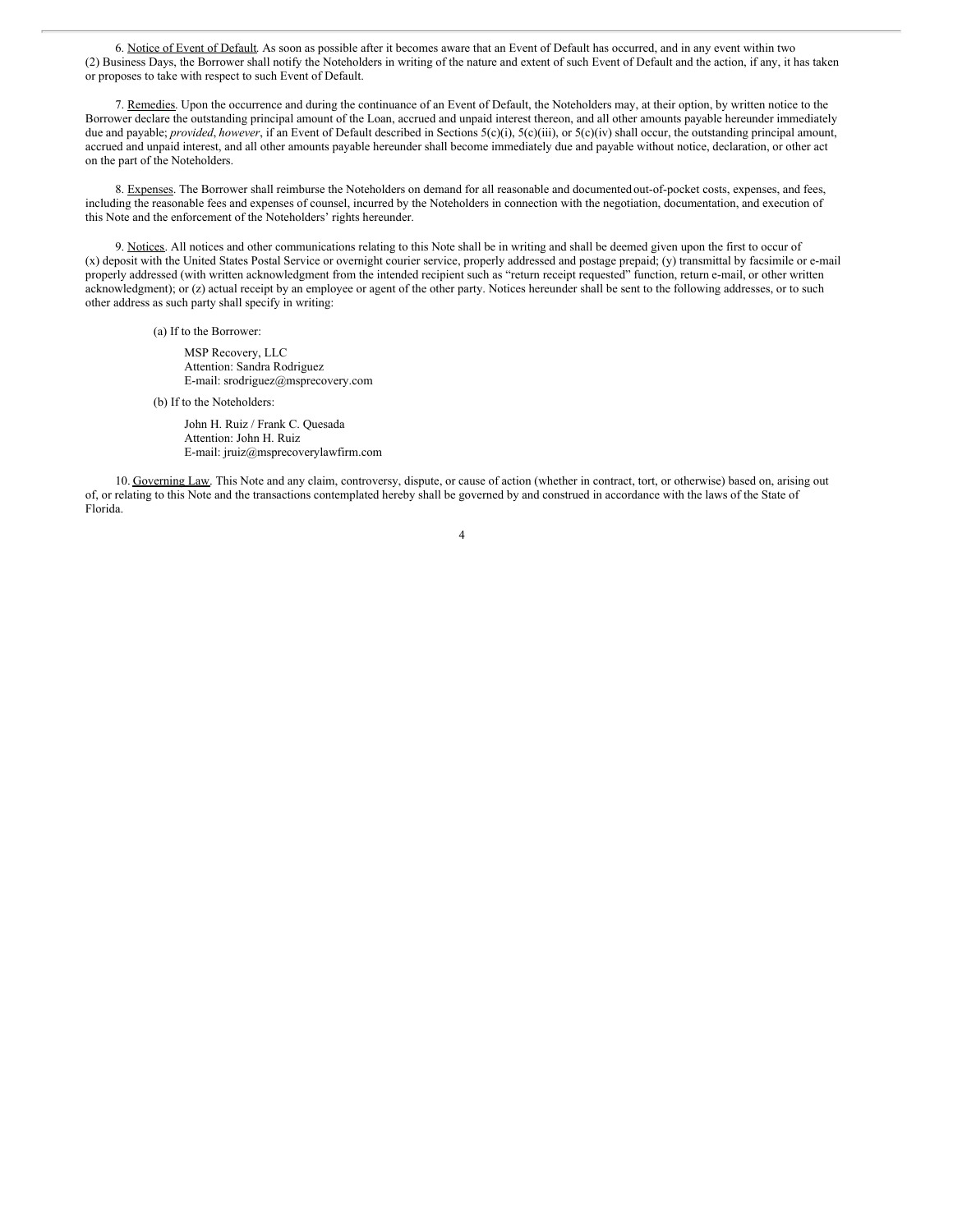6. Notice of Event of Default. As soon as possible after it becomes aware that an Event of Default has occurred, and in any event within two (2) Business Days, the Borrower shall notify the Noteholders in writing of the nature and extent of such Event of Default and the action, if any, it has taken or proposes to take with respect to such Event of Default.

7. Remedies. Upon the occurrence and during the continuance of an Event of Default, the Noteholders may, at their option, by written notice to the Borrower declare the outstanding principal amount of the Loan, accrued and unpaid interest thereon, and all other amounts payable hereunder immediately due and payable; *provided*, *however*, if an Event of Default described in Sections 5(c)(i), 5(c)(iii), or 5(c)(iv) shall occur, the outstanding principal amount, accrued and unpaid interest, and all other amounts payable hereunder shall become immediately due and payable without notice, declaration, or other act on the part of the Noteholders.

8. Expenses. The Borrower shall reimburse the Noteholders on demand for all reasonable and documented out-of-pocket costs, expenses, and fees, including the reasonable fees and expenses of counsel, incurred by the Noteholders in connection with the negotiation, documentation, and execution of this Note and the enforcement of the Noteholders' rights hereunder.

9. Notices. All notices and other communications relating to this Note shall be in writing and shall be deemed given upon the first to occur of (x) deposit with the United States Postal Service or overnight courier service, properly addressed and postage prepaid; (y) transmittal by facsimile or e-mail properly addressed (with written acknowledgment from the intended recipient such as "return receipt requested" function, return e-mail, or other written acknowledgment); or (z) actual receipt by an employee or agent of the other party. Notices hereunder shall be sent to the following addresses, or to such other address as such party shall specify in writing:

(a) If to the Borrower:

MSP Recovery, LLC
Attention: Sandra Rodriguez
E-mail: srodriguez@msprecovery.com

(b) If to the Noteholders:

John H. Ruiz / Frank C. Quesada
Attention: John H. Ruiz
E-mail: jruiz@msprecoverylawfirm.com

10. Governing Law. This Note and any claim, controversy, dispute, or cause of action (whether in contract, tort, or otherwise) based on, arising out of, or relating to this Note and the transactions contemplated hereby shall be governed by and construed in accordance with the laws of the State of Florida.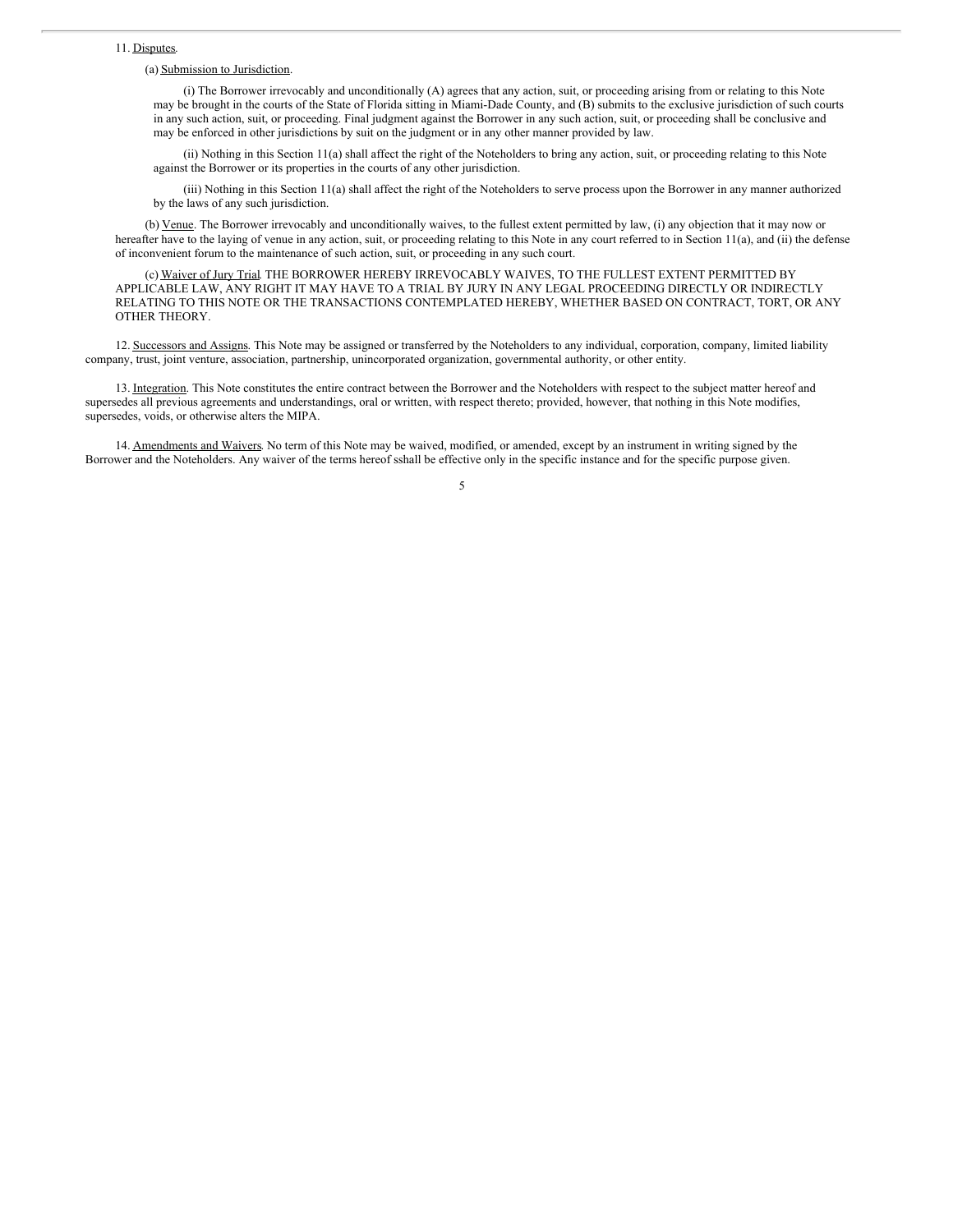11. Disputes.

(a) Submission to Jurisdiction.

(i) The Borrower irrevocably and unconditionally (A) agrees that any action, suit, or proceeding arising from or relating to this Note may be brought in the courts of the State of Florida sitting in Miami-Dade County, and (B) submits to the exclusive jurisdiction of such courts in any such action, suit, or proceeding. Final judgment against the Borrower in any such action, suit, or proceeding shall be conclusive and may be enforced in other jurisdictions by suit on the judgment or in any other manner provided by law.

(ii) Nothing in this Section 11(a) shall affect the right of the Noteholders to bring any action, suit, or proceeding relating to this Note against the Borrower or its properties in the courts of any other jurisdiction.

(iii) Nothing in this Section 11(a) shall affect the right of the Noteholders to serve process upon the Borrower in any manner authorized by the laws of any such jurisdiction.

(b) Venue. The Borrower irrevocably and unconditionally waives, to the fullest extent permitted by law, (i) any objection that it may now or hereafter have to the laying of venue in any action, suit, or proceeding relating to this Note in any court referred to in Section 11(a), and (ii) the defense of inconvenient forum to the maintenance of such action, suit, or proceeding in any such court.

(c) Waiver of Jury Trial. THE BORROWER HEREBY IRREVOCABLY WAIVES, TO THE FULLEST EXTENT PERMITTED BY APPLICABLE LAW, ANY RIGHT IT MAY HAVE TO A TRIAL BY JURY IN ANY LEGAL PROCEEDING DIRECTLY OR INDIRECTLY RELATING TO THIS NOTE OR THE TRANSACTIONS CONTEMPLATED HEREBY, WHETHER BASED ON CONTRACT, TORT, OR ANY OTHER THEORY.

12. Successors and Assigns. This Note may be assigned or transferred by the Noteholders to any individual, corporation, company, limited liability company, trust, joint venture, association, partnership, unincorporated organization, governmental authority, or other entity.

13. Integration. This Note constitutes the entire contract between the Borrower and the Noteholders with respect to the subject matter hereof and supersedes all previous agreements and understandings, oral or written, with respect thereto; provided, however, that nothing in this Note modifies, supersedes, voids, or otherwise alters the MIPA.

14. Amendments and Waivers. No term of this Note may be waived, modified, or amended, except by an instrument in writing signed by the Borrower and the Noteholders. Any waiver of the terms hereof sshall be effective only in the specific instance and for the specific purpose given.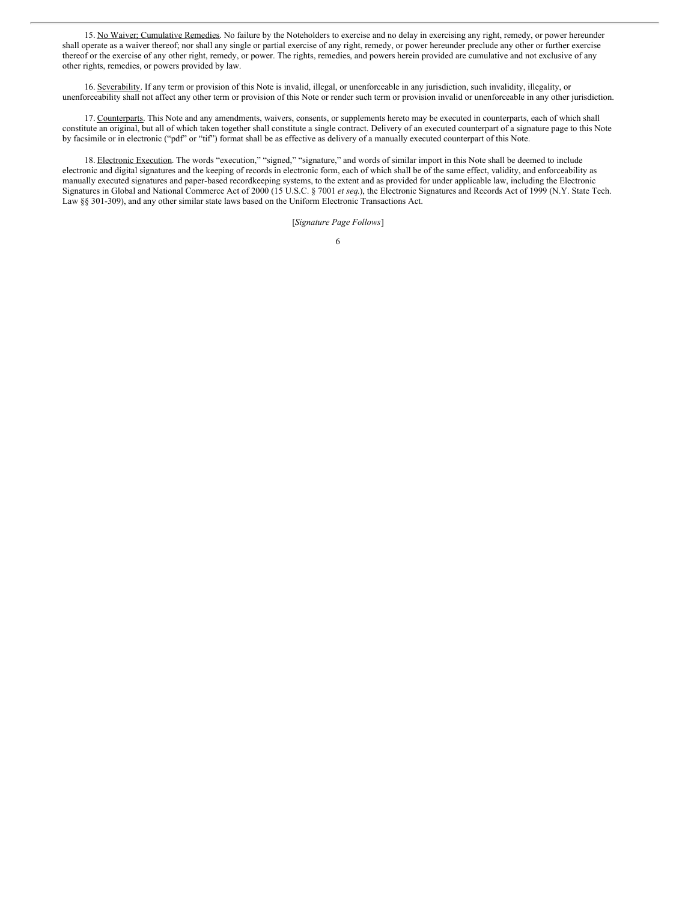15. No Waiver; Cumulative Remedies. No failure by the Noteholders to exercise and no delay in exercising any right, remedy, or power hereunder shall operate as a waiver thereof; nor shall any single or partial exercise of any right, remedy, or power hereunder preclude any other or further exercise thereof or the exercise of any other right, remedy, or power. The rights, remedies, and powers herein provided are cumulative and not exclusive of any other rights, remedies, or powers provided by law.

16. Severability. If any term or provision of this Note is invalid, illegal, or unenforceable in any jurisdiction, such invalidity, illegality, or unenforceability shall not affect any other term or provision of this Note or render such term or provision invalid or unenforceable in any other jurisdiction.

17. Counterparts. This Note and any amendments, waivers, consents, or supplements hereto may be executed in counterparts, each of which shall constitute an original, but all of which taken together shall constitute a single contract. Delivery of an executed counterpart of a signature page to this Note by facsimile or in electronic ("pdf" or "tif") format shall be as effective as delivery of a manually executed counterpart of this Note.

18. Electronic Execution. The words "execution," "signed," "signature," and words of similar import in this Note shall be deemed to include electronic and digital signatures and the keeping of records in electronic form, each of which shall be of the same effect, validity, and enforceability as manually executed signatures and paper-based recordkeeping systems, to the extent and as provided for under applicable law, including the Electronic Signatures in Global and National Commerce Act of 2000 (15 U.S.C. § 7001 *et seq.*), the Electronic Signatures and Records Act of 1999 (N.Y. State Tech. Law §§ 301-309), and any other similar state laws based on the Uniform Electronic Transactions Act.

[*Signature Page Follows*]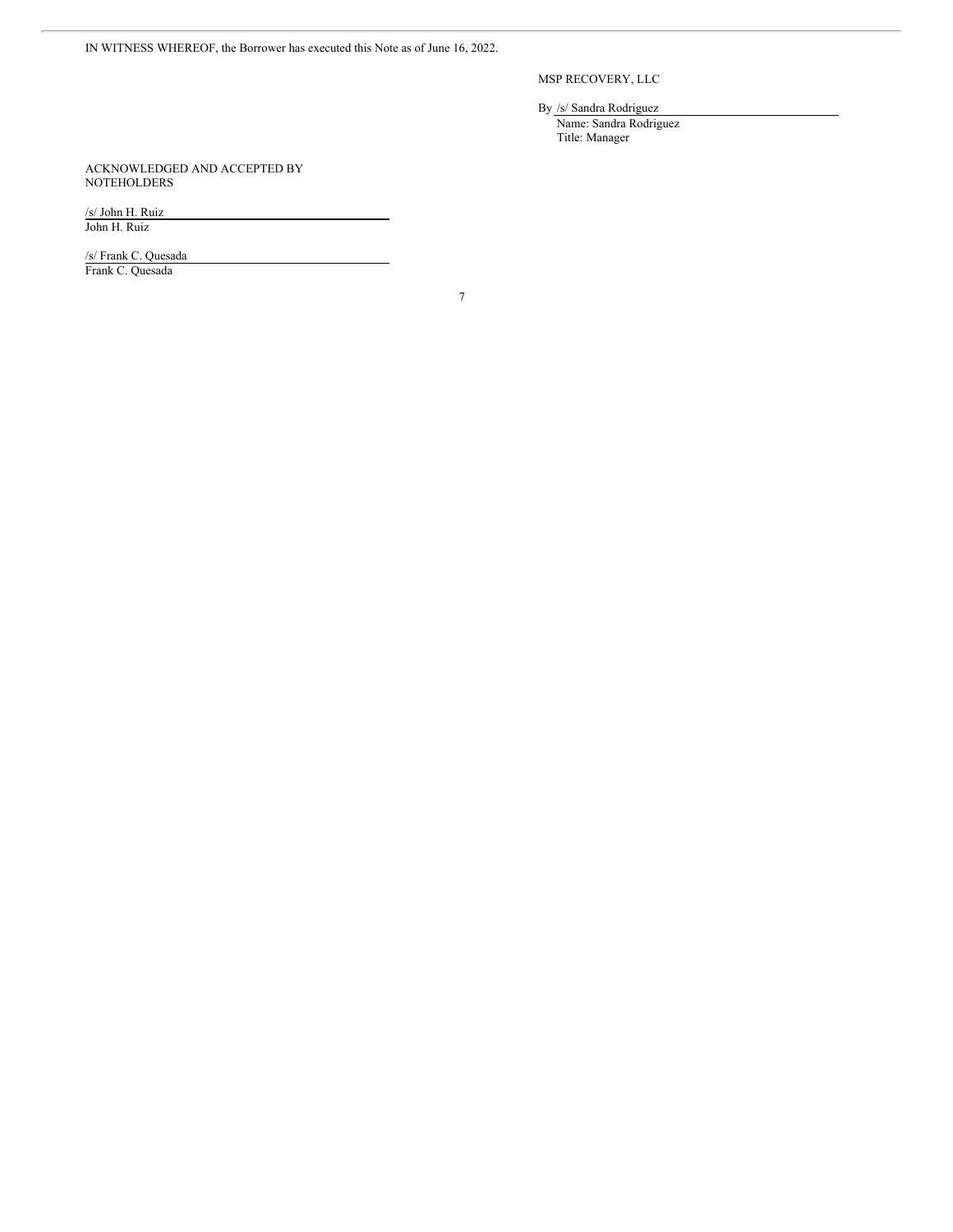IN WITNESS WHEREOF, the Borrower has executed this Note as of June 16, 2022.

MSP RECOVERY, LLC

By /s/ Sandra Rodriguez

Name: Sandra Rodriguez

Title: Manager

ACKNOWLEDGED AND ACCEPTED BY NOTEHOLDERS

/s/ John H. Ruiz

John H. Ruiz

/s/ Frank C. Quesada

Frank C. Quesada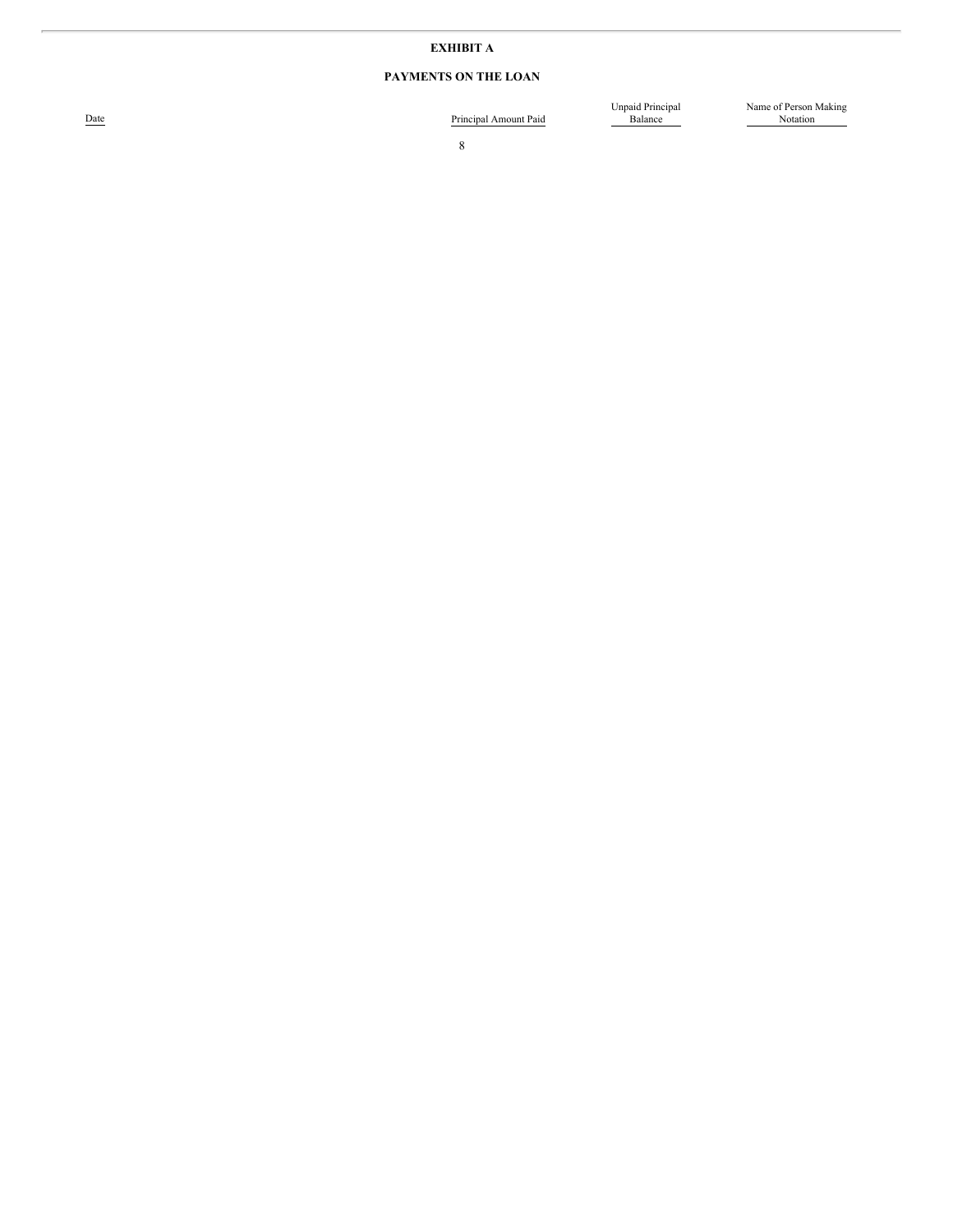# EXHIBIT A

## PAYMENTS ON THE LOAN

| Date | Principal Amount Paid | Unpaid Principal Balance | Name of Person Making Notation |
| --- | --- | --- | --- |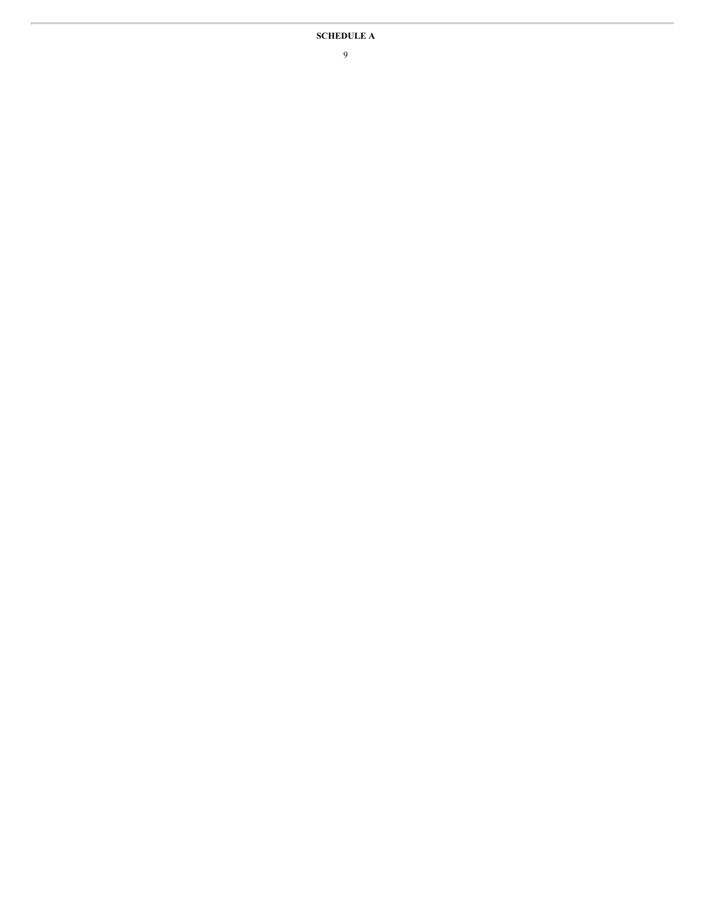**SCHEDULE A**